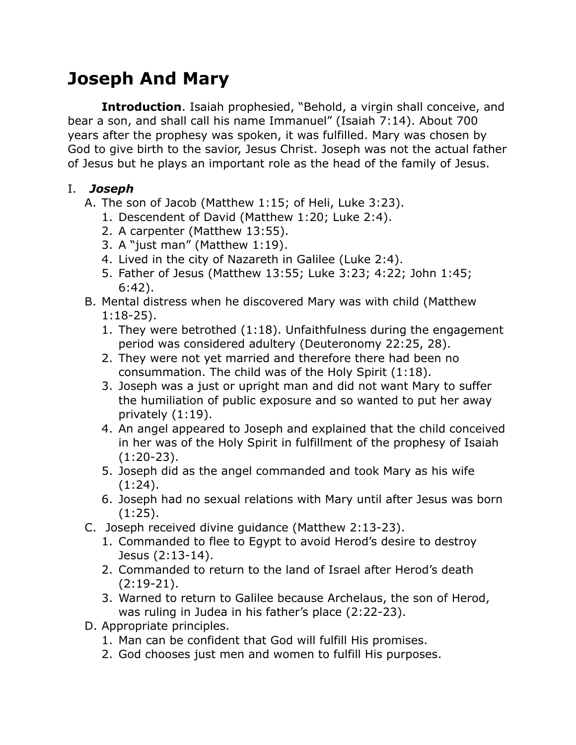# Joseph And Mary

**Introduction**. Isaiah prophesied, "Behold, a virgin shall conceive, and bear a son, and shall call his name Immanuel" (Isaiah 7:14). About 700 years after the prophesy was spoken, it was fulfilled. Mary was chosen by God to give birth to the savior, Jesus Christ. Joseph was not the actual father of Jesus but he plays an important role as the head of the family of Jesus.

I. ***Joseph***

A. The son of Jacob (Matthew 1:15; of Heli, Luke 3:23).
   1. Descendent of David (Matthew 1:20; Luke 2:4).
   2. A carpenter (Matthew 13:55).
   3. A "just man" (Matthew 1:19).
   4. Lived in the city of Nazareth in Galilee (Luke 2:4).
   5. Father of Jesus (Matthew 13:55; Luke 3:23; 4:22; John 1:45; 6:42).

B. Mental distress when he discovered Mary was with child (Matthew 1:18-25).
   1. They were betrothed (1:18). Unfaithfulness during the engagement period was considered adultery (Deuteronomy 22:25, 28).
   2. They were not yet married and therefore there had been no consummation. The child was of the Holy Spirit (1:18).
   3. Joseph was a just or upright man and did not want Mary to suffer the humiliation of public exposure and so wanted to put her away privately (1:19).
   4. An angel appeared to Joseph and explained that the child conceived in her was of the Holy Spirit in fulfillment of the prophesy of Isaiah (1:20-23).
   5. Joseph did as the angel commanded and took Mary as his wife (1:24).
   6. Joseph had no sexual relations with Mary until after Jesus was born (1:25).

C. Joseph received divine guidance (Matthew 2:13-23).
   1. Commanded to flee to Egypt to avoid Herod's desire to destroy Jesus (2:13-14).
   2. Commanded to return to the land of Israel after Herod's death (2:19-21).
   3. Warned to return to Galilee because Archelaus, the son of Herod, was ruling in Judea in his father's place (2:22-23).

D. Appropriate principles.
   1. Man can be confident that God will fulfill His promises.
   2. God chooses just men and women to fulfill His purposes.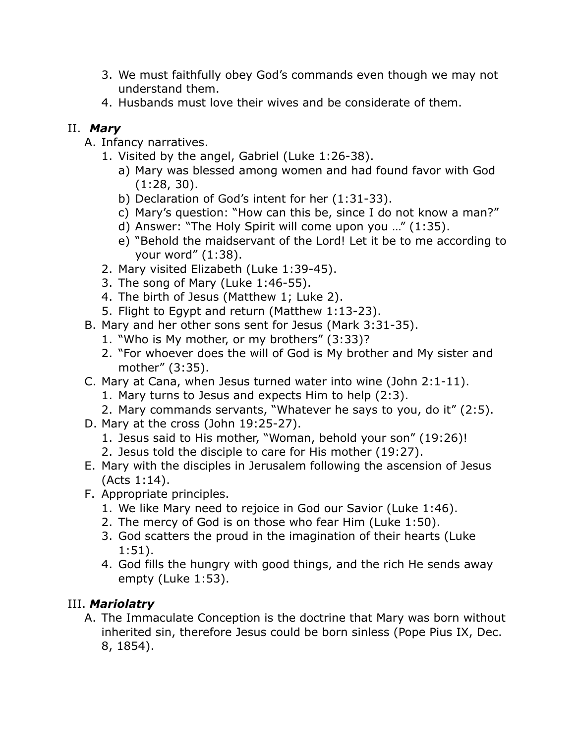3. We must faithfully obey God's commands even though we may not understand them.
4. Husbands must love their wives and be considerate of them.

II. ***Mary***

A. Infancy narratives.
   1. Visited by the angel, Gabriel (Luke 1:26-38).
      a) Mary was blessed among women and had found favor with God (1:28, 30).
      b) Declaration of God's intent for her (1:31-33).
      c) Mary's question: "How can this be, since I do not know a man?"
      d) Answer: "The Holy Spirit will come upon you …" (1:35).
      e) "Behold the maidservant of the Lord! Let it be to me according to your word" (1:38).
   2. Mary visited Elizabeth (Luke 1:39-45).
   3. The song of Mary (Luke 1:46-55).
   4. The birth of Jesus (Matthew 1; Luke 2).
   5. Flight to Egypt and return (Matthew 1:13-23).

B. Mary and her other sons sent for Jesus (Mark 3:31-35).
   1. "Who is My mother, or my brothers" (3:33)?
   2. "For whoever does the will of God is My brother and My sister and mother" (3:35).

C. Mary at Cana, when Jesus turned water into wine (John 2:1-11).
   1. Mary turns to Jesus and expects Him to help (2:3).
   2. Mary commands servants, "Whatever he says to you, do it" (2:5).

D. Mary at the cross (John 19:25-27).
   1. Jesus said to His mother, "Woman, behold your son" (19:26)!
   2. Jesus told the disciple to care for His mother (19:27).

E. Mary with the disciples in Jerusalem following the ascension of Jesus (Acts 1:14).

F. Appropriate principles.
   1. We like Mary need to rejoice in God our Savior (Luke 1:46).
   2. The mercy of God is on those who fear Him (Luke 1:50).
   3. God scatters the proud in the imagination of their hearts (Luke 1:51).
   4. God fills the hungry with good things, and the rich He sends away empty (Luke 1:53).

III. ***Mariolatry***

A. The Immaculate Conception is the doctrine that Mary was born without inherited sin, therefore Jesus could be born sinless (Pope Pius IX, Dec. 8, 1854).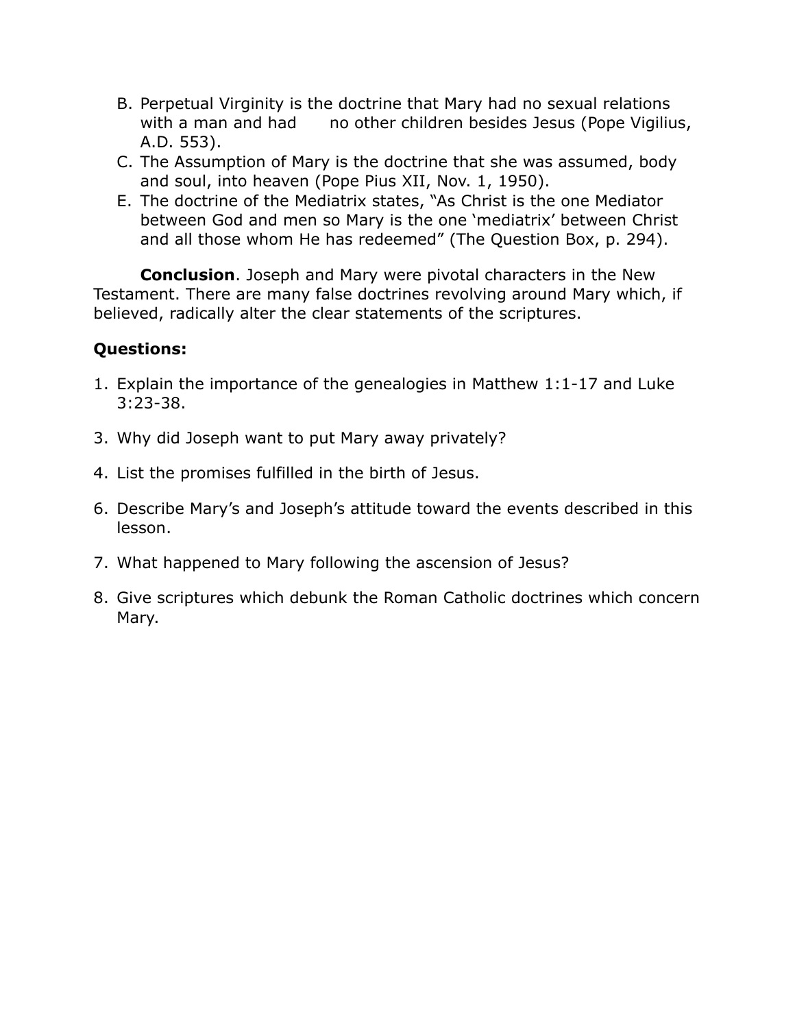B. Perpetual Virginity is the doctrine that Mary had no sexual relations with a man and had no other children besides Jesus (Pope Vigilius, A.D. 553).
C. The Assumption of Mary is the doctrine that she was assumed, body and soul, into heaven (Pope Pius XII, Nov. 1, 1950).
E. The doctrine of the Mediatrix states, "As Christ is the one Mediator between God and men so Mary is the one 'mediatrix' between Christ and all those whom He has redeemed" (The Question Box, p. 294).

**Conclusion**. Joseph and Mary were pivotal characters in the New Testament. There are many false doctrines revolving around Mary which, if believed, radically alter the clear statements of the scriptures.

**Questions:**

1. Explain the importance of the genealogies in Matthew 1:1-17 and Luke 3:23-38.

3. Why did Joseph want to put Mary away privately?

4. List the promises fulfilled in the birth of Jesus.

6. Describe Mary's and Joseph's attitude toward the events described in this lesson.

7. What happened to Mary following the ascension of Jesus?

8. Give scriptures which debunk the Roman Catholic doctrines which concern Mary.